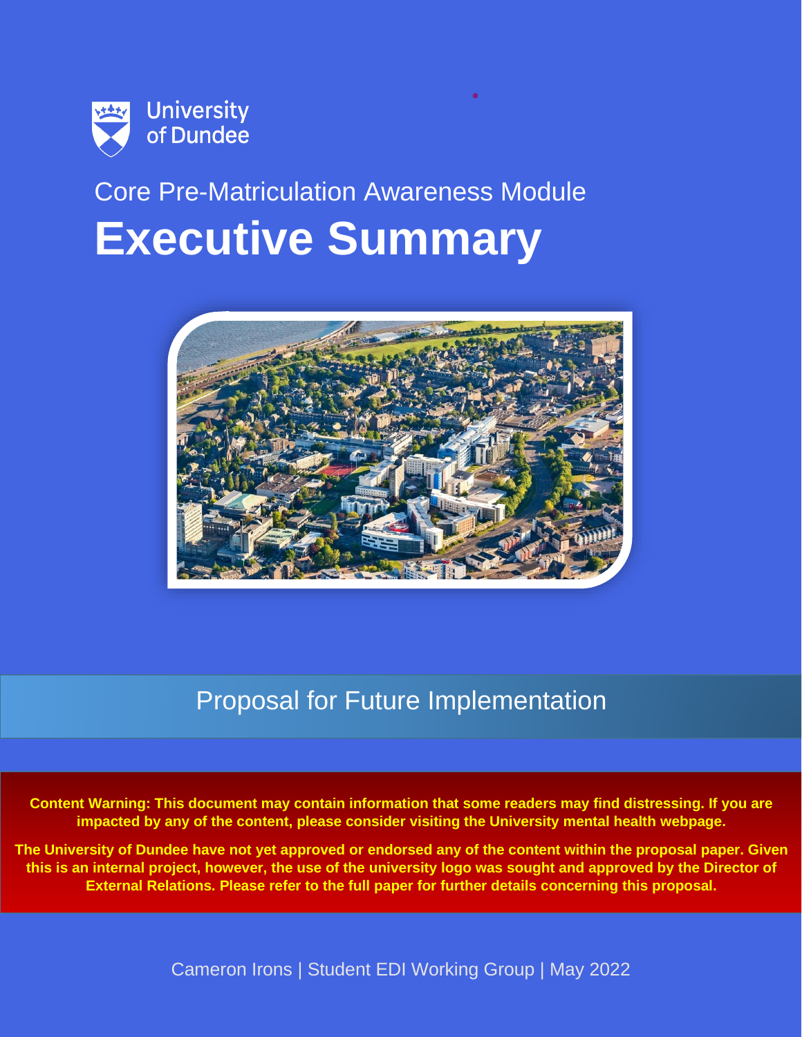University of Dundee

Core Pre-Matriculation Awareness Module

# Executive Summary

## Proposal for Future Implementation

**Content Warning: This document may contain information that some readers may find distressing. If you are impacted by any of the content, please consider visiting the University mental health webpage.**

**The University of Dundee have not yet approved or endorsed any of the content within the proposal paper. Given this is an internal project, however, the use of the university logo was sought and approved by the Director of External Relations. Please refer to the full paper for further details concerning this proposal.**

Cameron Irons | Student EDI Working Group | May 2022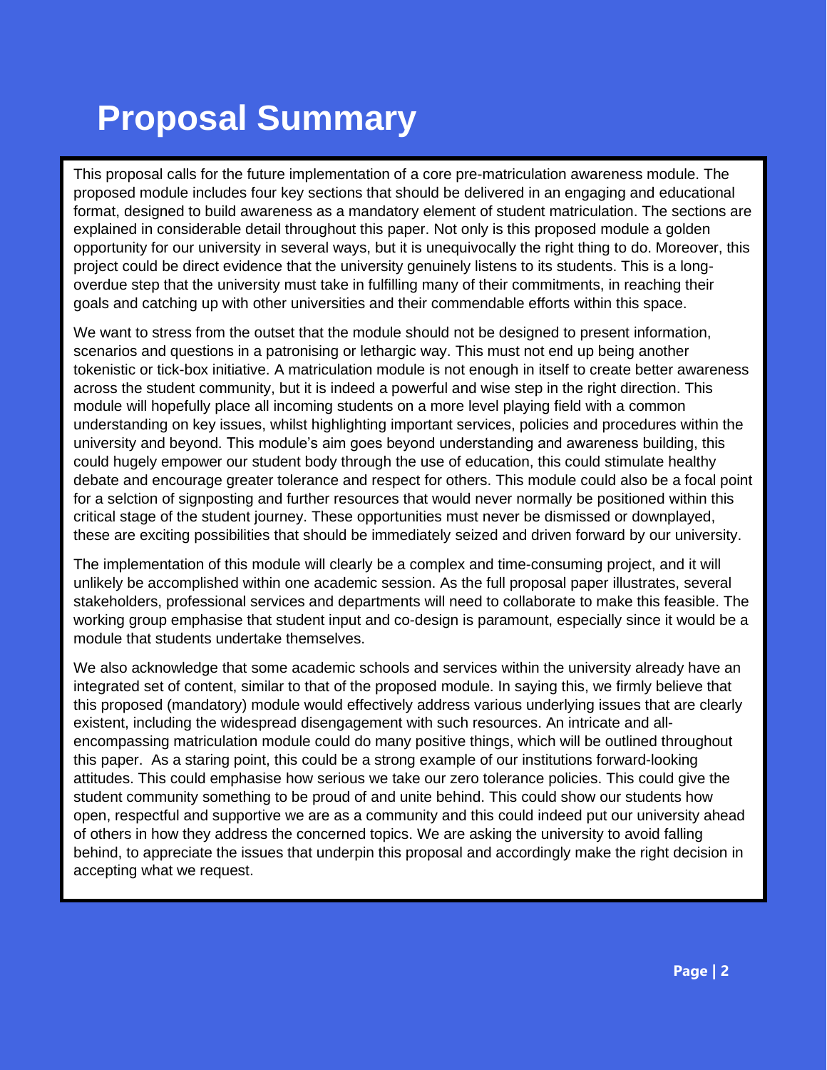# Proposal Summary

This proposal calls for the future implementation of a core pre-matriculation awareness module. The proposed module includes four key sections that should be delivered in an engaging and educational format, designed to build awareness as a mandatory element of student matriculation. The sections are explained in considerable detail throughout this paper. Not only is this proposed module a golden opportunity for our university in several ways, but it is unequivocally the right thing to do. Moreover, this project could be direct evidence that the university genuinely listens to its students. This is a long-overdue step that the university must take in fulfilling many of their commitments, in reaching their goals and catching up with other universities and their commendable efforts within this space.

We want to stress from the outset that the module should not be designed to present information, scenarios and questions in a patronising or lethargic way. This must not end up being another tokenistic or tick-box initiative. A matriculation module is not enough in itself to create better awareness across the student community, but it is indeed a powerful and wise step in the right direction. This module will hopefully place all incoming students on a more level playing field with a common understanding on key issues, whilst highlighting important services, policies and procedures within the university and beyond. This module's aim goes beyond understanding and awareness building, this could hugely empower our student body through the use of education, this could stimulate healthy debate and encourage greater tolerance and respect for others. This module could also be a focal point for a selction of signposting and further resources that would never normally be positioned within this critical stage of the student journey. These opportunities must never be dismissed or downplayed, these are exciting possibilities that should be immediately seized and driven forward by our university.

The implementation of this module will clearly be a complex and time-consuming project, and it will unlikely be accomplished within one academic session. As the full proposal paper illustrates, several stakeholders, professional services and departments will need to collaborate to make this feasible. The working group emphasise that student input and co-design is paramount, especially since it would be a module that students undertake themselves.

We also acknowledge that some academic schools and services within the university already have an integrated set of content, similar to that of the proposed module. In saying this, we firmly believe that this proposed (mandatory) module would effectively address various underlying issues that are clearly existent, including the widespread disengagement with such resources. An intricate and all-encompassing matriculation module could do many positive things, which will be outlined throughout this paper. As a staring point, this could be a strong example of our institutions forward-looking attitudes. This could emphasise how serious we take our zero tolerance policies. This could give the student community something to be proud of and unite behind. This could show our students how open, respectful and supportive we are as a community and this could indeed put our university ahead of others in how they address the concerned topics. We are asking the university to avoid falling behind, to appreciate the issues that underpin this proposal and accordingly make the right decision in accepting what we request.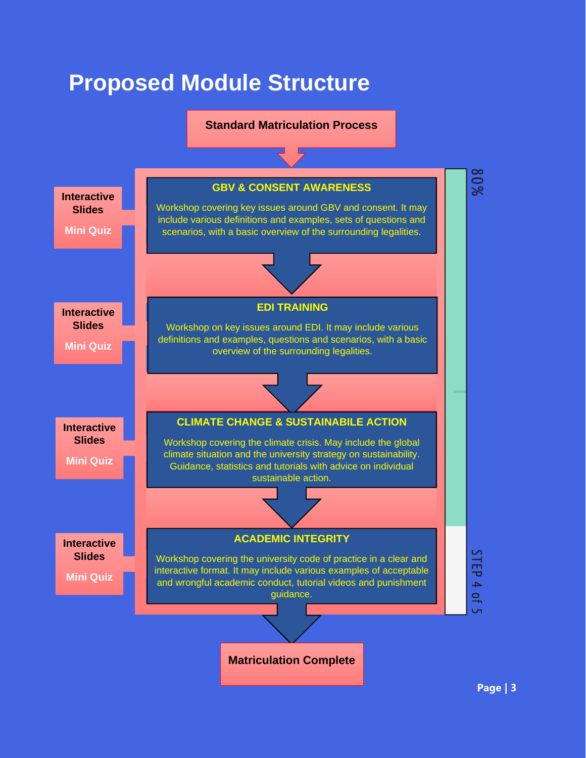# Proposed Module Structure

**Standard Matriculation Process**

### GBV & CONSENT AWARENESS

Workshop covering key issues around GBV and consent. It may include various definitions and examples, sets of questions and scenarios, with a basic overview of the surrounding legalities.

- Interactive Slides
- Mini Quiz

### EDI TRAINING

Workshop on key issues around EDI. It may include various definitions and examples, questions and scenarios, with a basic overview of the surrounding legalities.

- Interactive Slides
- Mini Quiz

### CLIMATE CHANGE & SUSTAINABILE ACTION

Workshop covering the climate crisis. May include the global climate situation and the university strategy on sustainability. Guidance, statistics and tutorials with advice on individual sustainable action.

- Interactive Slides
- Mini Quiz

### ACADEMIC INTEGRITY

Workshop covering the university code of practice in a clear and interactive format. It may include various examples of acceptable and wrongful academic conduct, tutorial videos and punishment guidance.

- Interactive Slides
- Mini Quiz

**Matriculation Complete**

80%

STEP 4 of 5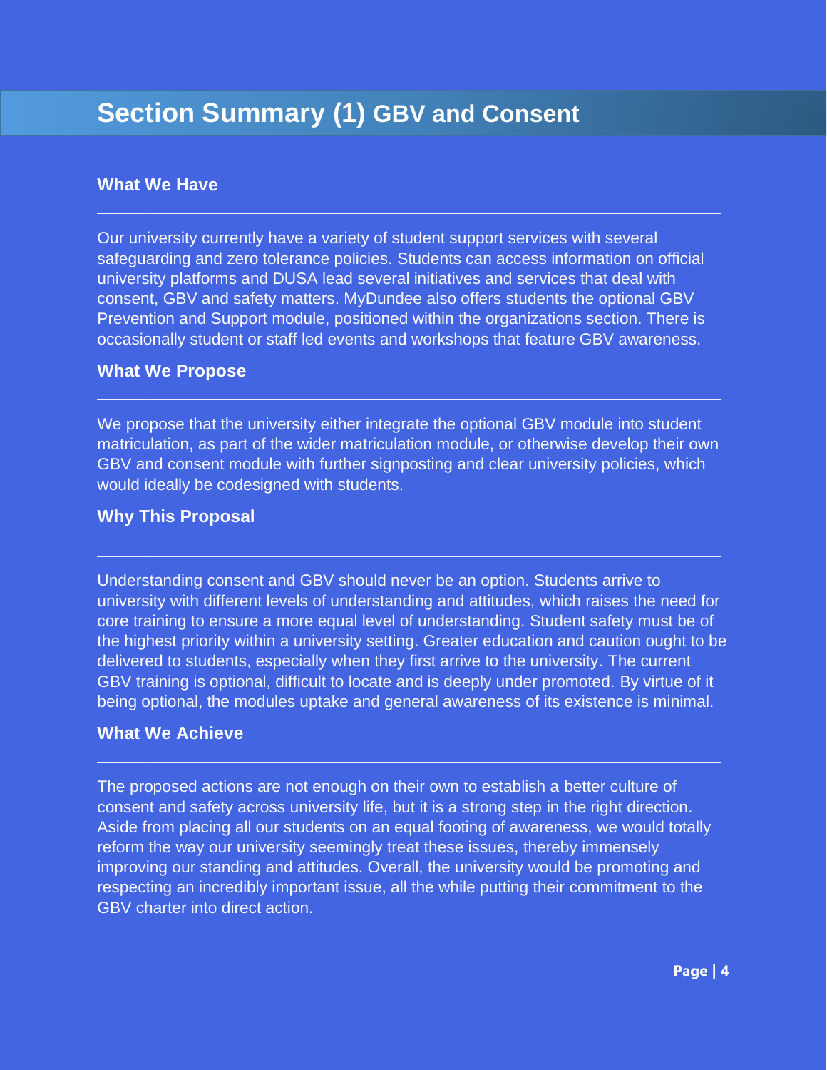# Section Summary (1) GBV and Consent

## What We Have

Our university currently have a variety of student support services with several safeguarding and zero tolerance policies. Students can access information on official university platforms and DUSA lead several initiatives and services that deal with consent, GBV and safety matters. MyDundee also offers students the optional GBV Prevention and Support module, positioned within the organizations section. There is occasionally student or staff led events and workshops that feature GBV awareness.

## What We Propose

We propose that the university either integrate the optional GBV module into student matriculation, as part of the wider matriculation module, or otherwise develop their own GBV and consent module with further signposting and clear university policies, which would ideally be codesigned with students.

## Why This Proposal

Understanding consent and GBV should never be an option. Students arrive to university with different levels of understanding and attitudes, which raises the need for core training to ensure a more equal level of understanding. Student safety must be of the highest priority within a university setting. Greater education and caution ought to be delivered to students, especially when they first arrive to the university. The current GBV training is optional, difficult to locate and is deeply under promoted. By virtue of it being optional, the modules uptake and general awareness of its existence is minimal.

## What We Achieve

The proposed actions are not enough on their own to establish a better culture of consent and safety across university life, but it is a strong step in the right direction. Aside from placing all our students on an equal footing of awareness, we would totally reform the way our university seemingly treat these issues, thereby immensely improving our standing and attitudes. Overall, the university would be promoting and respecting an incredibly important issue, all the while putting their commitment to the GBV charter into direct action.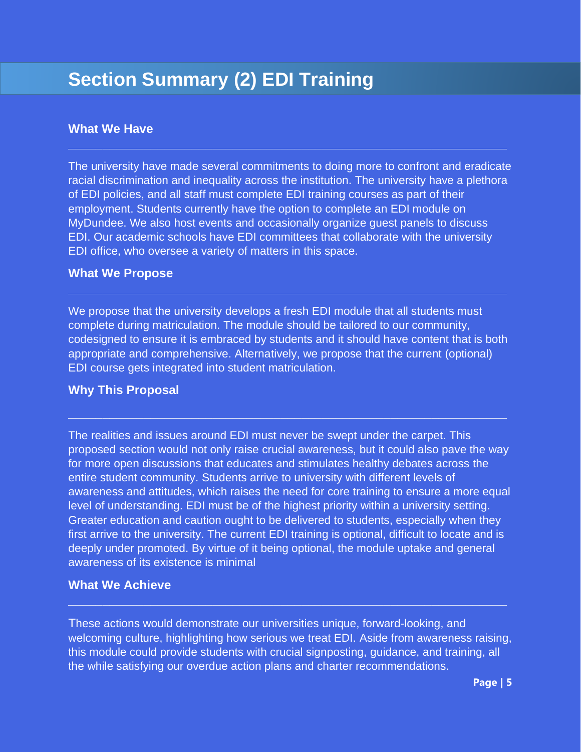# Section Summary (2) EDI Training

### What We Have

The university have made several commitments to doing more to confront and eradicate racial discrimination and inequality across the institution. The university have a plethora of EDI policies, and all staff must complete EDI training courses as part of their employment. Students currently have the option to complete an EDI module on MyDundee. We also host events and occasionally organize guest panels to discuss EDI. Our academic schools have EDI committees that collaborate with the university EDI office, who oversee a variety of matters in this space.

### What We Propose

We propose that the university develops a fresh EDI module that all students must complete during matriculation. The module should be tailored to our community, codesigned to ensure it is embraced by students and it should have content that is both appropriate and comprehensive. Alternatively, we propose that the current (optional) EDI course gets integrated into student matriculation.

### Why This Proposal

The realities and issues around EDI must never be swept under the carpet. This proposed section would not only raise crucial awareness, but it could also pave the way for more open discussions that educates and stimulates healthy debates across the entire student community. Students arrive to university with different levels of awareness and attitudes, which raises the need for core training to ensure a more equal level of understanding. EDI must be of the highest priority within a university setting. Greater education and caution ought to be delivered to students, especially when they first arrive to the university. The current EDI training is optional, difficult to locate and is deeply under promoted. By virtue of it being optional, the module uptake and general awareness of its existence is minimal

### What We Achieve

These actions would demonstrate our universities unique, forward-looking, and welcoming culture, highlighting how serious we treat EDI. Aside from awareness raising, this module could provide students with crucial signposting, guidance, and training, all the while satisfying our overdue action plans and charter recommendations.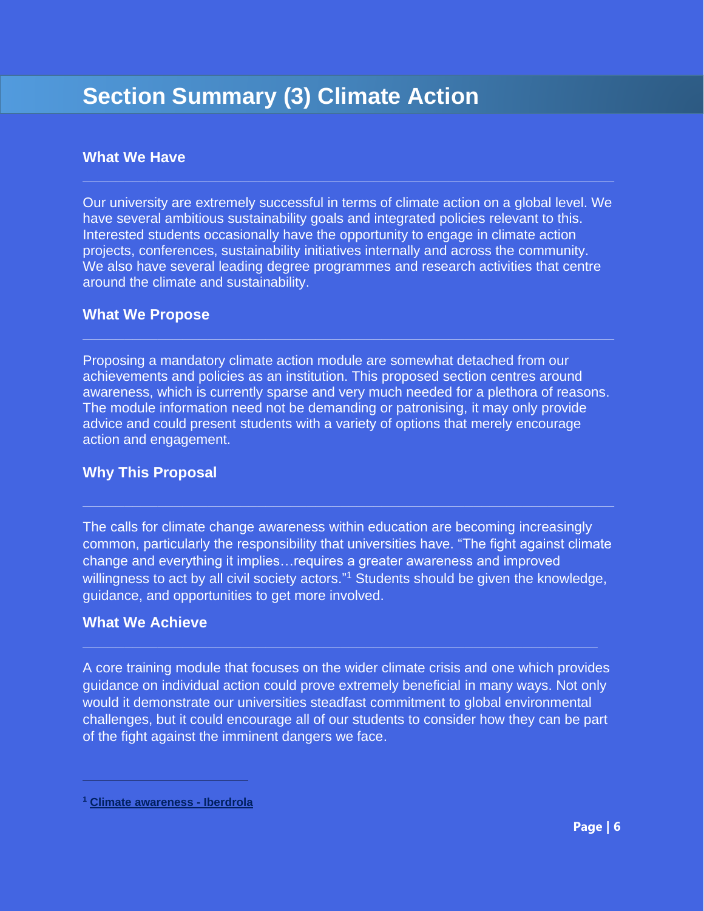# Section Summary (3) Climate Action

### What We Have

---

Our university are extremely successful in terms of climate action on a global level. We have several ambitious sustainability goals and integrated policies relevant to this. Interested students occasionally have the opportunity to engage in climate action projects, conferences, sustainability initiatives internally and across the community. We also have several leading degree programmes and research activities that centre around the climate and sustainability.

### What We Propose

---

Proposing a mandatory climate action module are somewhat detached from our achievements and policies as an institution. This proposed section centres around awareness, which is currently sparse and very much needed for a plethora of reasons. The module information need not be demanding or patronising, it may only provide advice and could present students with a variety of options that merely encourage action and engagement.

### Why This Proposal

---

The calls for climate change awareness within education are becoming increasingly common, particularly the responsibility that universities have. "The fight against climate change and everything it implies…requires a greater awareness and improved willingness to act by all civil society actors."[1] Students should be given the knowledge, guidance, and opportunities to get more involved.

### What We Achieve

---

A core training module that focuses on the wider climate crisis and one which provides guidance on individual action could prove extremely beneficial in many ways. Not only would it demonstrate our universities steadfast commitment to global environmental challenges, but it could encourage all of our students to consider how they can be part of the fight against the imminent dangers we face.

---

[1] **Climate awareness - Iberdrola**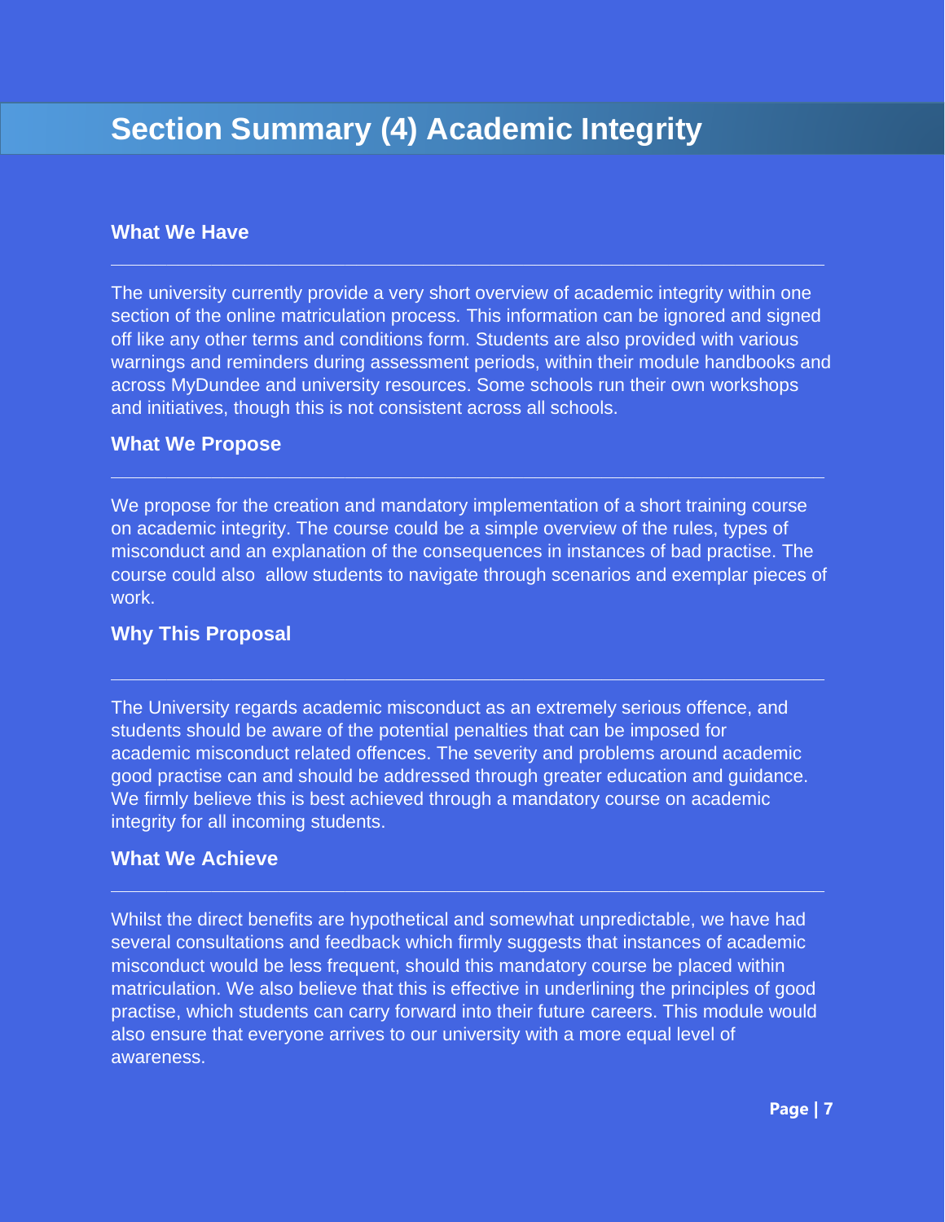# Section Summary (4) Academic Integrity

### What We Have

The university currently provide a very short overview of academic integrity within one section of the online matriculation process. This information can be ignored and signed off like any other terms and conditions form. Students are also provided with various warnings and reminders during assessment periods, within their module handbooks and across MyDundee and university resources. Some schools run their own workshops and initiatives, though this is not consistent across all schools.

### What We Propose

We propose for the creation and mandatory implementation of a short training course on academic integrity. The course could be a simple overview of the rules, types of misconduct and an explanation of the consequences in instances of bad practise. The course could also  allow students to navigate through scenarios and exemplar pieces of work.

### Why This Proposal

The University regards academic misconduct as an extremely serious offence, and students should be aware of the potential penalties that can be imposed for academic misconduct related offences. The severity and problems around academic good practise can and should be addressed through greater education and guidance. We firmly believe this is best achieved through a mandatory course on academic integrity for all incoming students.

### What We Achieve

Whilst the direct benefits are hypothetical and somewhat unpredictable, we have had several consultations and feedback which firmly suggests that instances of academic misconduct would be less frequent, should this mandatory course be placed within matriculation. We also believe that this is effective in underlining the principles of good practise, which students can carry forward into their future careers. This module would also ensure that everyone arrives to our university with a more equal level of awareness.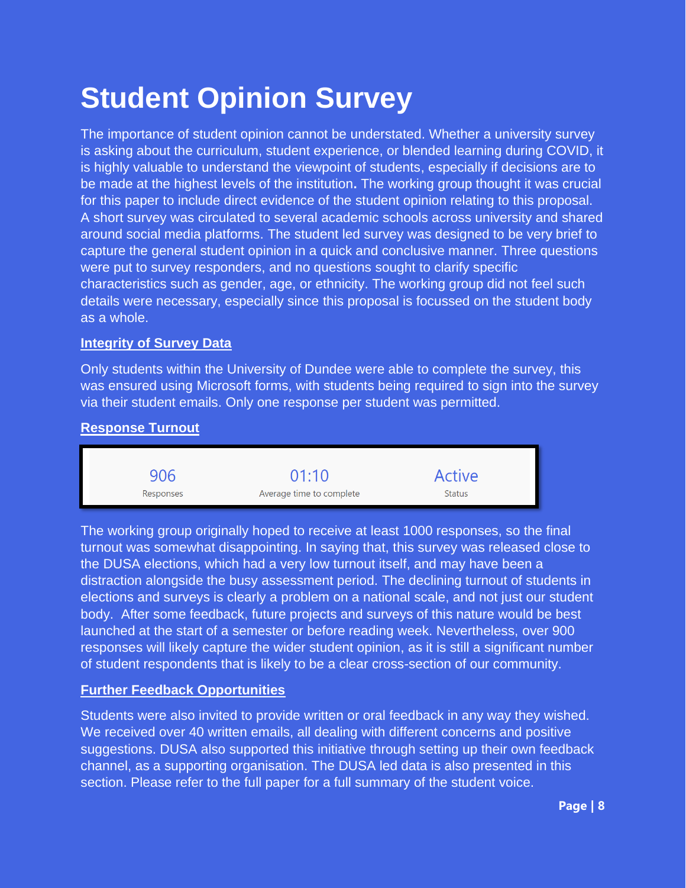# Student Opinion Survey

The importance of student opinion cannot be understated. Whether a university survey is asking about the curriculum, student experience, or blended learning during COVID, it is highly valuable to understand the viewpoint of students, especially if decisions are to be made at the highest levels of the institution. The working group thought it was crucial for this paper to include direct evidence of the student opinion relating to this proposal. A short survey was circulated to several academic schools across university and shared around social media platforms. The student led survey was designed to be very brief to capture the general student opinion in a quick and conclusive manner. Three questions were put to survey responders, and no questions sought to clarify specific characteristics such as gender, age, or ethnicity. The working group did not feel such details were necessary, especially since this proposal is focussed on the student body as a whole.

**Integrity of Survey Data**

Only students within the University of Dundee were able to complete the survey, this was ensured using Microsoft forms, with students being required to sign into the survey via their student emails. Only one response per student was permitted.

**Response Turnout**

| 906 | 01:10 | Active |
| --- | --- | --- |
| Responses | Average time to complete | Status |

The working group originally hoped to receive at least 1000 responses, so the final turnout was somewhat disappointing. In saying that, this survey was released close to the DUSA elections, which had a very low turnout itself, and may have been a distraction alongside the busy assessment period. The declining turnout of students in elections and surveys is clearly a problem on a national scale, and not just our student body. After some feedback, future projects and surveys of this nature would be best launched at the start of a semester or before reading week. Nevertheless, over 900 responses will likely capture the wider student opinion, as it is still a significant number of student respondents that is likely to be a clear cross-section of our community.

**Further Feedback Opportunities**

Students were also invited to provide written or oral feedback in any way they wished. We received over 40 written emails, all dealing with different concerns and positive suggestions. DUSA also supported this initiative through setting up their own feedback channel, as a supporting organisation. The DUSA led data is also presented in this section. Please refer to the full paper for a full summary of the student voice.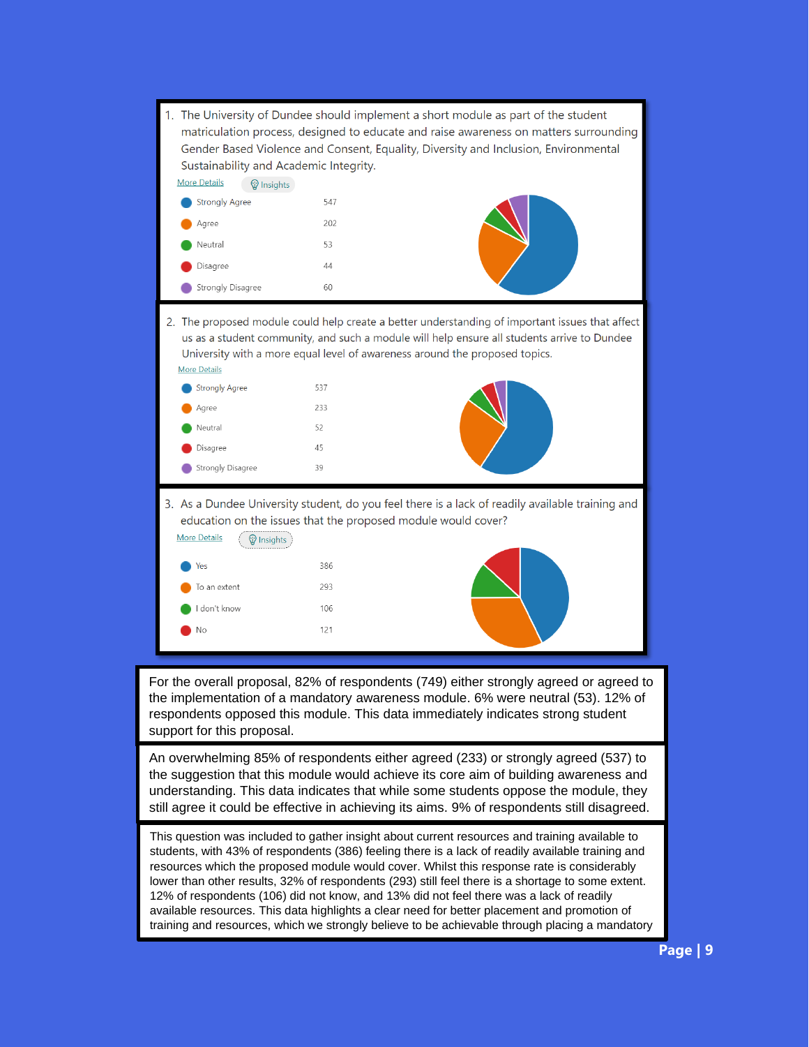1. The University of Dundee should implement a short module as part of the student matriculation process, designed to educate and raise awareness on matters surrounding Gender Based Violence and Consent, Equality, Diversity and Inclusion, Environmental Sustainability and Academic Integrity.

More Details | Insights

| Response | Count |
| --- | --- |
| Strongly Agree | 547 |
| Agree | 202 |
| Neutral | 53 |
| Disagree | 44 |
| Strongly Disagree | 60 |

2. The proposed module could help create a better understanding of important issues that affect us as a student community, and such a module will help ensure all students arrive to Dundee University with a more equal level of awareness around the proposed topics.

More Details

| Response | Count |
| --- | --- |
| Strongly Agree | 537 |
| Agree | 233 |
| Neutral | 52 |
| Disagree | 45 |
| Strongly Disagree | 39 |

3. As a Dundee University student, do you feel there is a lack of readily available training and education on the issues that the proposed module would cover?

More Details | Insights

| Response | Count |
| --- | --- |
| Yes | 386 |
| To an extent | 293 |
| I don't know | 106 |
| No | 121 |

For the overall proposal, 82% of respondents (749) either strongly agreed or agreed to the implementation of a mandatory awareness module. 6% were neutral (53). 12% of respondents opposed this module. This data immediately indicates strong student support for this proposal.

An overwhelming 85% of respondents either agreed (233) or strongly agreed (537) to the suggestion that this module would achieve its core aim of building awareness and understanding. This data indicates that while some students oppose the module, they still agree it could be effective in achieving its aims. 9% of respondents still disagreed.

This question was included to gather insight about current resources and training available to students, with 43% of respondents (386) feeling there is a lack of readily available training and resources which the proposed module would cover. Whilst this response rate is considerably lower than other results, 32% of respondents (293) still feel there is a shortage to some extent. 12% of respondents (106) did not know, and 13% did not feel there was a lack of readily available resources. This data highlights a clear need for better placement and promotion of training and resources, which we strongly believe to be achievable through placing a mandatory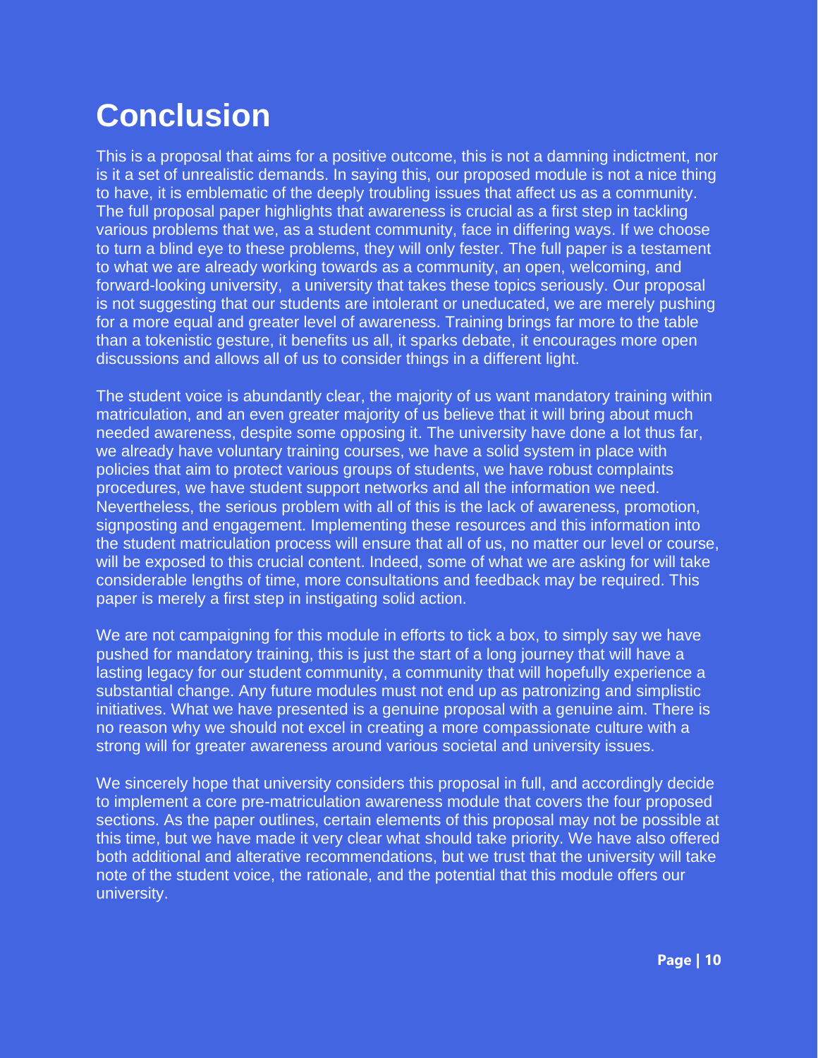# Conclusion

This is a proposal that aims for a positive outcome, this is not a damning indictment, nor is it a set of unrealistic demands. In saying this, our proposed module is not a nice thing to have, it is emblematic of the deeply troubling issues that affect us as a community. The full proposal paper highlights that awareness is crucial as a first step in tackling various problems that we, as a student community, face in differing ways. If we choose to turn a blind eye to these problems, they will only fester. The full paper is a testament to what we are already working towards as a community, an open, welcoming, and forward-looking university,  a university that takes these topics seriously. Our proposal is not suggesting that our students are intolerant or uneducated, we are merely pushing for a more equal and greater level of awareness. Training brings far more to the table than a tokenistic gesture, it benefits us all, it sparks debate, it encourages more open discussions and allows all of us to consider things in a different light.

The student voice is abundantly clear, the majority of us want mandatory training within matriculation, and an even greater majority of us believe that it will bring about much needed awareness, despite some opposing it. The university have done a lot thus far, we already have voluntary training courses, we have a solid system in place with policies that aim to protect various groups of students, we have robust complaints procedures, we have student support networks and all the information we need. Nevertheless, the serious problem with all of this is the lack of awareness, promotion, signposting and engagement. Implementing these resources and this information into the student matriculation process will ensure that all of us, no matter our level or course, will be exposed to this crucial content. Indeed, some of what we are asking for will take considerable lengths of time, more consultations and feedback may be required. This paper is merely a first step in instigating solid action.

We are not campaigning for this module in efforts to tick a box, to simply say we have pushed for mandatory training, this is just the start of a long journey that will have a lasting legacy for our student community, a community that will hopefully experience a substantial change. Any future modules must not end up as patronizing and simplistic initiatives. What we have presented is a genuine proposal with a genuine aim. There is no reason why we should not excel in creating a more compassionate culture with a strong will for greater awareness around various societal and university issues.

We sincerely hope that university considers this proposal in full, and accordingly decide to implement a core pre-matriculation awareness module that covers the four proposed sections. As the paper outlines, certain elements of this proposal may not be possible at this time, but we have made it very clear what should take priority. We have also offered both additional and alterative recommendations, but we trust that the university will take note of the student voice, the rationale, and the potential that this module offers our university.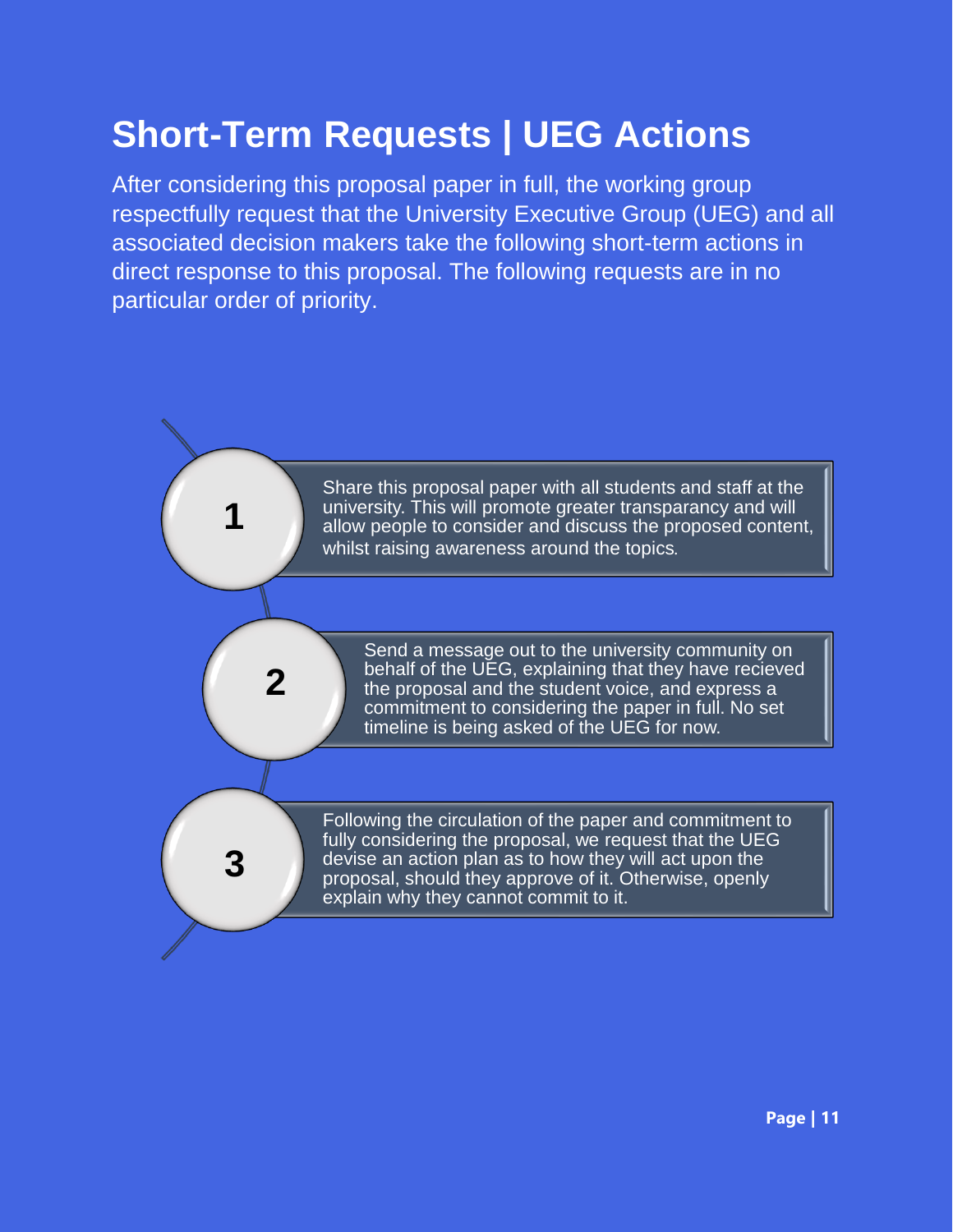# Short-Term Requests | UEG Actions

After considering this proposal paper in full, the working group respectfully request that the University Executive Group (UEG) and all associated decision makers take the following short-term actions in direct response to this proposal. The following requests are in no particular order of priority.

1. Share this proposal paper with all students and staff at the university. This will promote greater transparancy and will allow people to consider and discuss the proposed content, whilst raising awareness around the topics.

2. Send a message out to the university community on behalf of the UEG, explaining that they have recieved the proposal and the student voice, and express a commitment to considering the paper in full. No set timeline is being asked of the UEG for now.

3. Following the circulation of the paper and commitment to fully considering the proposal, we request that the UEG devise an action plan as to how they will act upon the proposal, should they approve of it. Otherwise, openly explain why they cannot commit to it.